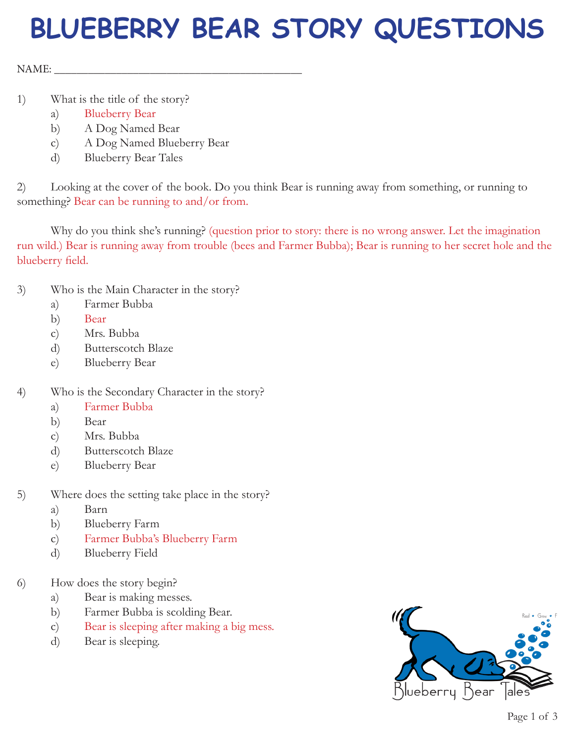# BLUEBERRY BEAR STORY QUESTIONS

NAME: ____________________________________________

1) What is the title of the story?
   a) Blueberry Bear
   b) A Dog Named Bear
   c) A Dog Named Blueberry Bear
   d) Blueberry Bear Tales

2) Looking at the cover of the book. Do you think Bear is running away from something, or running to something? Bear can be running to and/or from.

   Why do you think she's running? (question prior to story: there is no wrong answer. Let the imagination run wild.) Bear is running away from trouble (bees and Farmer Bubba); Bear is running to her secret hole and the blueberry field.

3) Who is the Main Character in the story?
   a) Farmer Bubba
   b) Bear
   c) Mrs. Bubba
   d) Butterscotch Blaze
   e) Blueberry Bear

4) Who is the Secondary Character in the story?
   a) Farmer Bubba
   b) Bear
   c) Mrs. Bubba
   d) Butterscotch Blaze
   e) Blueberry Bear

5) Where does the setting take place in the story?
   a) Barn
   b) Blueberry Farm
   c) Farmer Bubba's Blueberry Farm
   d) Blueberry Field

6) How does the story begin?
   a) Bear is making messes.
   b) Farmer Bubba is scolding Bear.
   c) Bear is sleeping after making a big mess.
   d) Bear is sleeping.

Blueberry Bear Tales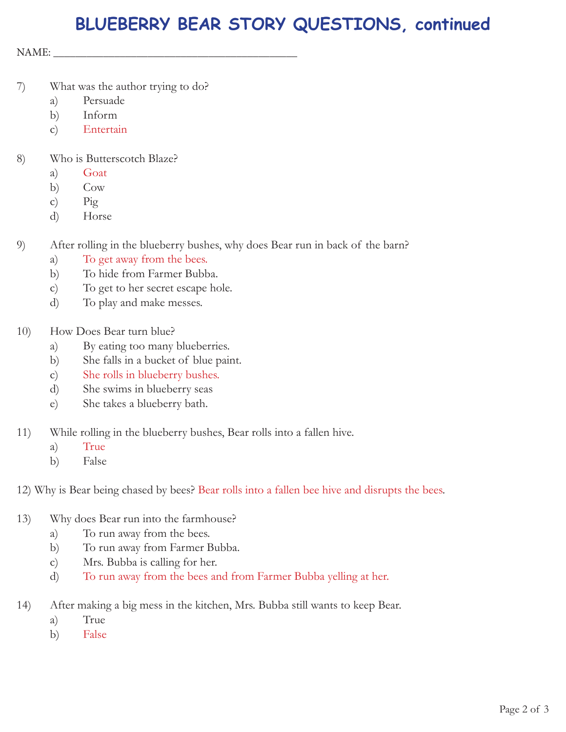# BLUEBERRY BEAR STORY QUESTIONS, continued

NAME: ___________________________________________

7) What was the author trying to do?
   a) Persuade
   b) Inform
   c) Entertain

8) Who is Butterscotch Blaze?
   a) Goat
   b) Cow
   c) Pig
   d) Horse

9) After rolling in the blueberry bushes, why does Bear run in back of the barn?
   a) To get away from the bees.
   b) To hide from Farmer Bubba.
   c) To get to her secret escape hole.
   d) To play and make messes.

10) How Does Bear turn blue?
   a) By eating too many blueberries.
   b) She falls in a bucket of blue paint.
   c) She rolls in blueberry bushes.
   d) She swims in blueberry seas
   e) She takes a blueberry bath.

11) While rolling in the blueberry bushes, Bear rolls into a fallen hive.
   a) True
   b) False

12) Why is Bear being chased by bees? Bear rolls into a fallen bee hive and disrupts the bees.

13) Why does Bear run into the farmhouse?
   a) To run away from the bees.
   b) To run away from Farmer Bubba.
   c) Mrs. Bubba is calling for her.
   d) To run away from the bees and from Farmer Bubba yelling at her.

14) After making a big mess in the kitchen, Mrs. Bubba still wants to keep Bear.
   a) True
   b) False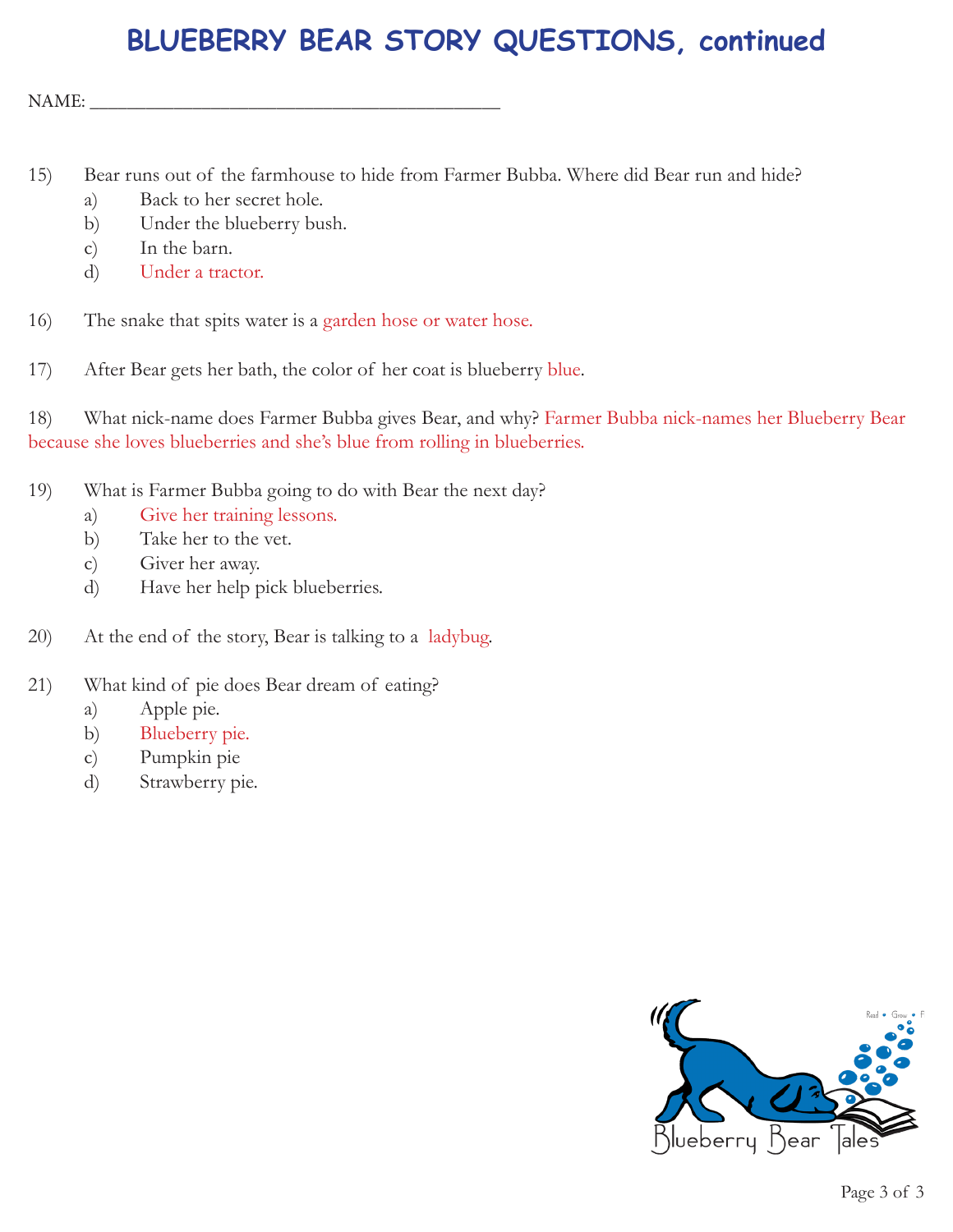# BLUEBERRY BEAR STORY QUESTIONS, continued

NAME: ___________________________________________

15) Bear runs out of the farmhouse to hide from Farmer Bubba. Where did Bear run and hide?
   a) Back to her secret hole.
   b) Under the blueberry bush.
   c) In the barn.
   d) Under a tractor.

16) The snake that spits water is a garden hose or water hose.

17) After Bear gets her bath, the color of her coat is blueberry blue.

18) What nick-name does Farmer Bubba gives Bear, and why? Farmer Bubba nick-names her Blueberry Bear because she loves blueberries and she's blue from rolling in blueberries.

19) What is Farmer Bubba going to do with Bear the next day?
   a) Give her training lessons.
   b) Take her to the vet.
   c) Giver her away.
   d) Have her help pick blueberries.

20) At the end of the story, Bear is talking to a ladybug.

21) What kind of pie does Bear dream of eating?
   a) Apple pie.
   b) Blueberry pie.
   c) Pumpkin pie
   d) Strawberry pie.

Blueberry Bear Tales